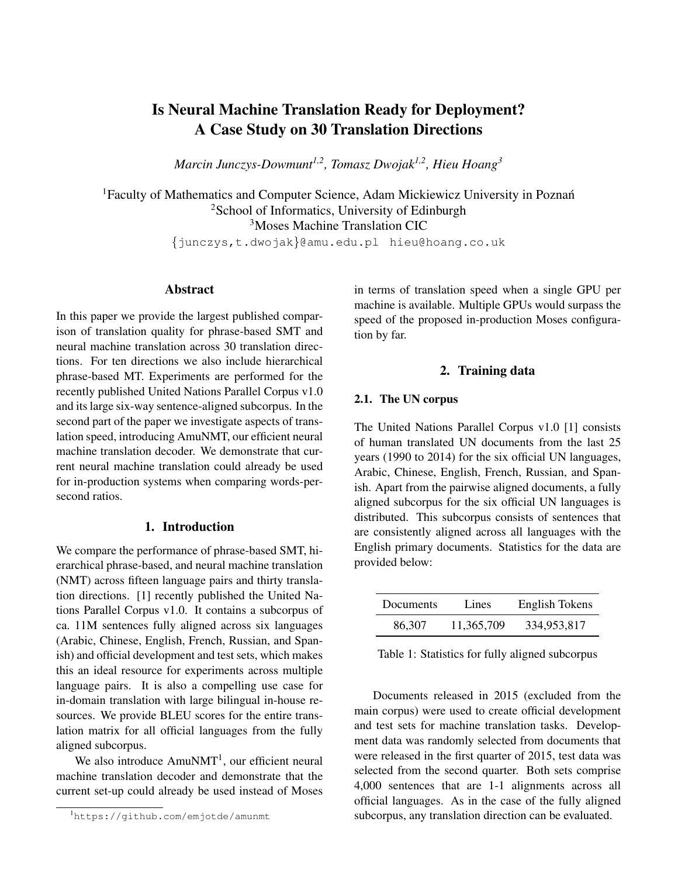# Is Neural Machine Translation Ready for Deployment? A Case Study on 30 Translation Directions

*Marcin Junczys-Dowmunt[1,2], Tomasz Dwojak[1,2], Hieu Hoang[3]*

[1]Faculty of Mathematics and Computer Science, Adam Mickiewicz University in Poznań
[2]School of Informatics, University of Edinburgh
[3]Moses Machine Translation CIC
{junczys,t.dwojak}@amu.edu.pl hieu@hoang.co.uk

## Abstract

In this paper we provide the largest published comparison of translation quality for phrase-based SMT and neural machine translation across 30 translation directions. For ten directions we also include hierarchical phrase-based MT. Experiments are performed for the recently published United Nations Parallel Corpus v1.0 and its large six-way sentence-aligned subcorpus. In the second part of the paper we investigate aspects of translation speed, introducing AmuNMT, our efficient neural machine translation decoder. We demonstrate that current neural machine translation could already be used for in-production systems when comparing words-per-second ratios.

## 1. Introduction

We compare the performance of phrase-based SMT, hierarchical phrase-based, and neural machine translation (NMT) across fifteen language pairs and thirty translation directions. [1] recently published the United Nations Parallel Corpus v1.0. It contains a subcorpus of ca. 11M sentences fully aligned across six languages (Arabic, Chinese, English, French, Russian, and Spanish) and official development and test sets, which makes this an ideal resource for experiments across multiple language pairs. It is also a compelling use case for in-domain translation with large bilingual in-house resources. We provide BLEU scores for the entire translation matrix for all official languages from the fully aligned subcorpus.

We also introduce AmuNMT[1], our efficient neural machine translation decoder and demonstrate that the current set-up could already be used instead of Moses in terms of translation speed when a single GPU per machine is available. Multiple GPUs would surpass the speed of the proposed in-production Moses configuration by far.

[1]https://github.com/emjotde/amunmt

## 2. Training data

### 2.1. The UN corpus

The United Nations Parallel Corpus v1.0 [1] consists of human translated UN documents from the last 25 years (1990 to 2014) for the six official UN languages, Arabic, Chinese, English, French, Russian, and Spanish. Apart from the pairwise aligned documents, a fully aligned subcorpus for the six official UN languages is distributed. This subcorpus consists of sentences that are consistently aligned across all languages with the English primary documents. Statistics for the data are provided below:

| Documents | Lines | English Tokens |
|---|---|---|
| 86,307 | 11,365,709 | 334,953,817 |

Table 1: Statistics for fully aligned subcorpus

Documents released in 2015 (excluded from the main corpus) were used to create official development and test sets for machine translation tasks. Development data was randomly selected from documents that were released in the first quarter of 2015, test data was selected from the second quarter. Both sets comprise 4,000 sentences that are 1-1 alignments across all official languages. As in the case of the fully aligned subcorpus, any translation direction can be evaluated.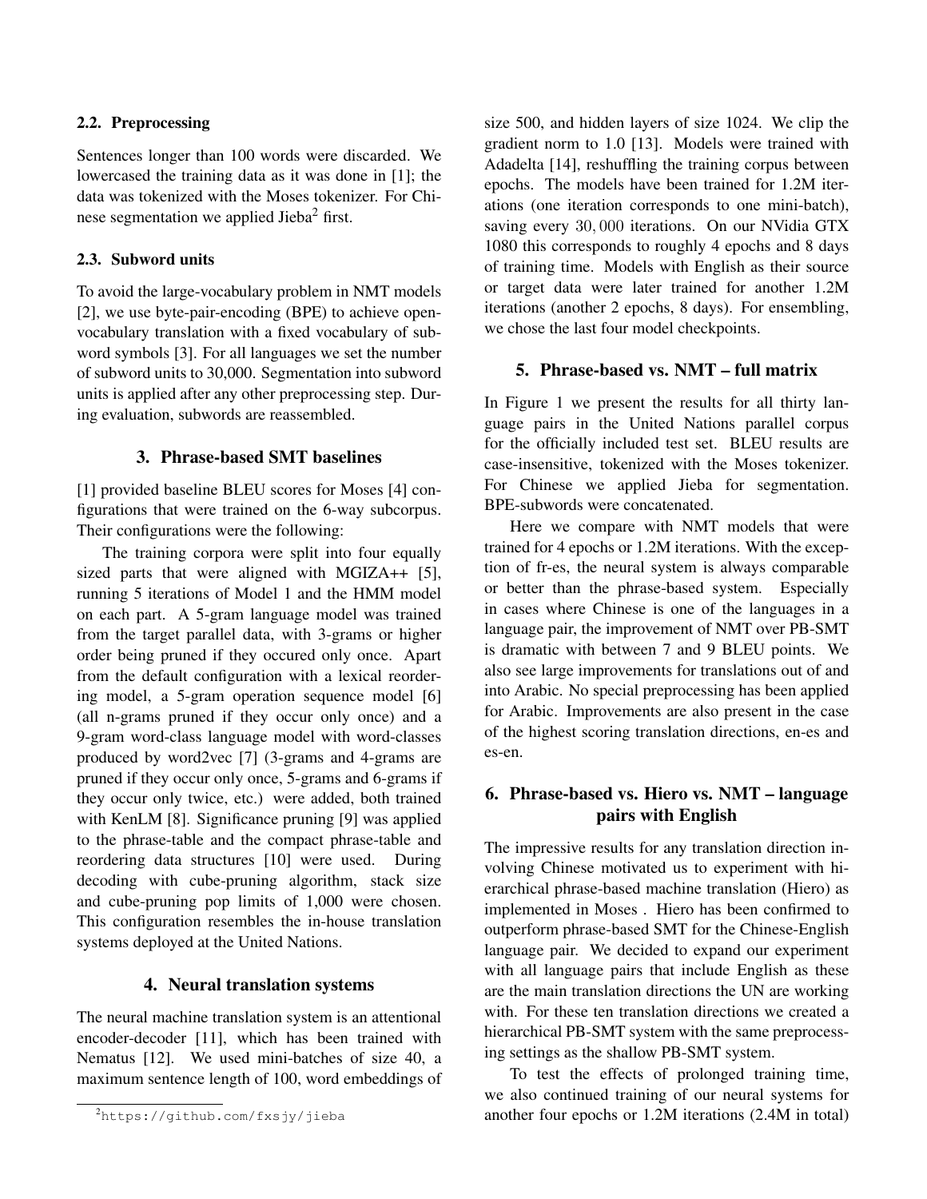### 2.2. Preprocessing

Sentences longer than 100 words were discarded. We lowercased the training data as it was done in [1]; the data was tokenized with the Moses tokenizer. For Chinese segmentation we applied Jieba[2] first.

### 2.3. Subword units

To avoid the large-vocabulary problem in NMT models [2], we use byte-pair-encoding (BPE) to achieve open-vocabulary translation with a fixed vocabulary of subword symbols [3]. For all languages we set the number of subword units to 30,000. Segmentation into subword units is applied after any other preprocessing step. During evaluation, subwords are reassembled.

## 3. Phrase-based SMT baselines

[1] provided baseline BLEU scores for Moses [4] configurations that were trained on the 6-way subcorpus. Their configurations were the following:

The training corpora were split into four equally sized parts that were aligned with MGIZA++ [5], running 5 iterations of Model 1 and the HMM model on each part. A 5-gram language model was trained from the target parallel data, with 3-grams or higher order being pruned if they occured only once. Apart from the default configuration with a lexical reordering model, a 5-gram operation sequence model [6] (all n-grams pruned if they occur only once) and a 9-gram word-class language model with word-classes produced by word2vec [7] (3-grams and 4-grams are pruned if they occur only once, 5-grams and 6-grams if they occur only twice, etc.) were added, both trained with KenLM [8]. Significance pruning [9] was applied to the phrase-table and the compact phrase-table and reordering data structures [10] were used. During decoding with cube-pruning algorithm, stack size and cube-pruning pop limits of 1,000 were chosen. This configuration resembles the in-house translation systems deployed at the United Nations.

## 4. Neural translation systems

The neural machine translation system is an attentional encoder-decoder [11], which has been trained with Nematus [12]. We used mini-batches of size 40, a maximum sentence length of 100, word embeddings of size 500, and hidden layers of size 1024. We clip the gradient norm to 1.0 [13]. Models were trained with Adadelta [14], reshuffling the training corpus between epochs. The models have been trained for 1.2M iterations (one iteration corresponds to one mini-batch), saving every $30,000$ iterations. On our NVidia GTX 1080 this corresponds to roughly 4 epochs and 8 days of training time. Models with English as their source or target data were later trained for another 1.2M iterations (another 2 epochs, 8 days). For ensembling, we chose the last four model checkpoints.

## 5. Phrase-based vs. NMT – full matrix

In Figure 1 we present the results for all thirty language pairs in the United Nations parallel corpus for the officially included test set. BLEU results are case-insensitive, tokenized with the Moses tokenizer. For Chinese we applied Jieba for segmentation. BPE-subwords were concatenated.

Here we compare with NMT models that were trained for 4 epochs or 1.2M iterations. With the exception of fr-es, the neural system is always comparable or better than the phrase-based system. Especially in cases where Chinese is one of the languages in a language pair, the improvement of NMT over PB-SMT is dramatic with between 7 and 9 BLEU points. We also see large improvements for translations out of and into Arabic. No special preprocessing has been applied for Arabic. Improvements are also present in the case of the highest scoring translation directions, en-es and es-en.

## 6. Phrase-based vs. Hiero vs. NMT – language pairs with English

The impressive results for any translation direction involving Chinese motivated us to experiment with hierarchical phrase-based machine translation (Hiero) as implemented in Moses . Hiero has been confirmed to outperform phrase-based SMT for the Chinese-English language pair. We decided to expand our experiment with all language pairs that include English as these are the main translation directions the UN are working with. For these ten translation directions we created a hierarchical PB-SMT system with the same preprocessing settings as the shallow PB-SMT system.

To test the effects of prolonged training time, we also continued training of our neural systems for another four epochs or 1.2M iterations (2.4M in total)

[2] https://github.com/fxsjy/jieba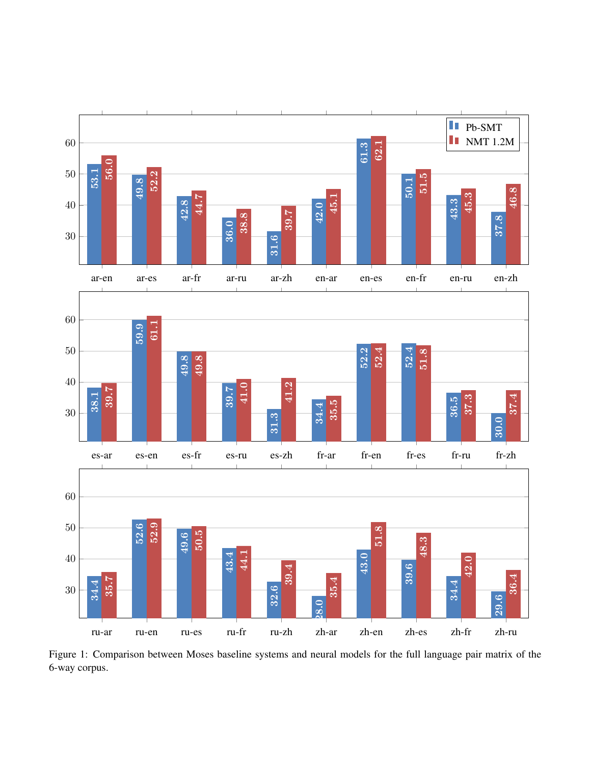| Pair | Pb-SMT | NMT 1.2M |
|---|---|---|
| ar-en | 53.1 | 56.0 |
| ar-es | 49.8 | 52.2 |
| ar-fr | 42.8 | 44.7 |
| ar-ru | 36.0 | 38.8 |
| ar-zh | 31.6 | 39.7 |
| en-ar | 42.0 | 45.1 |
| en-es | 61.3 | 62.1 |
| en-fr | 50.1 | 51.5 |
| en-ru | 43.3 | 45.3 |
| en-zh | 37.8 | 46.8 |
| es-ar | 38.1 | 39.7 |
| es-en | 59.9 | 61.1 |
| es-fr | 49.8 | 49.8 |
| es-ru | 39.7 | 41.0 |
| es-zh | 31.3 | 41.2 |
| fr-ar | 34.4 | 35.5 |
| fr-en | 52.2 | 52.4 |
| fr-es | 52.4 | 51.8 |
| fr-ru | 36.5 | 37.3 |
| fr-zh | 30.0 | 37.4 |
| ru-ar | 34.4 | 35.7 |
| ru-en | 52.6 | 52.9 |
| ru-es | 49.6 | 50.5 |
| ru-fr | 43.4 | 44.1 |
| ru-zh | 32.6 | 39.4 |
| zh-ar | 28.0 | 35.4 |
| zh-en | 43.0 | 51.8 |
| zh-es | 39.6 | 48.3 |
| zh-fr | 34.4 | 42.0 |
| zh-ru | 29.6 | 36.4 |

Figure 1: Comparison between Moses baseline systems and neural models for the full language pair matrix of the 6-way corpus.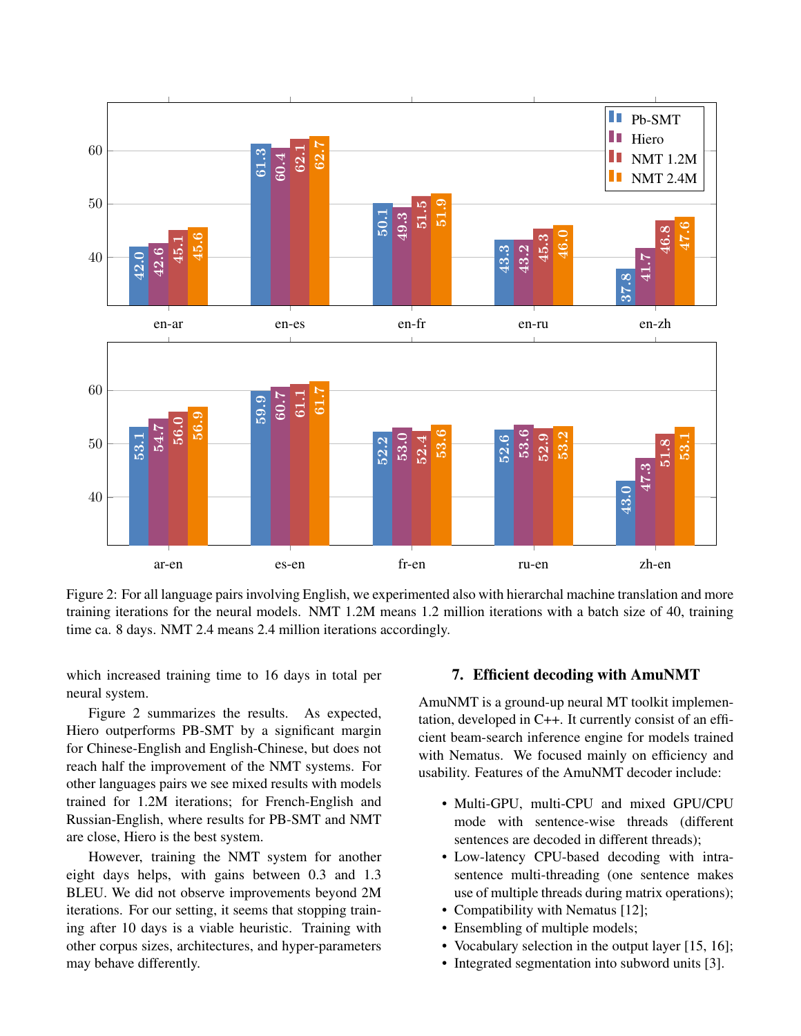| | Pb-SMT | Hiero | NMT 1.2M | NMT 2.4M |
|---|---|---|---|---|
| en-ar | 42.0 | 42.6 | 45.1 | 45.6 |
| en-es | 61.3 | 60.4 | 62.1 | 62.7 |
| en-fr | 50.1 | 49.3 | 51.5 | 51.9 |
| en-ru | 43.3 | 43.2 | 45.3 | 46.0 |
| en-zh | 37.8 | 41.7 | 46.8 | 47.6 |

| | Pb-SMT | Hiero | NMT 1.2M | NMT 2.4M |
|---|---|---|---|---|
| ar-en | 53.1 | 54.7 | 56.0 | 56.9 |
| es-en | 59.9 | 60.7 | 61.1 | 61.7 |
| fr-en | 52.2 | 53.0 | 52.4 | 53.6 |
| ru-en | 52.6 | 53.6 | 52.9 | 53.2 |
| zh-en | 43.0 | 47.3 | 51.8 | 53.1 |

Figure 2: For all language pairs involving English, we experimented also with hierarchal machine translation and more training iterations for the neural models. NMT 1.2M means 1.2 million iterations with a batch size of 40, training time ca. 8 days. NMT 2.4 means 2.4 million iterations accordingly.

which increased training time to 16 days in total per neural system.

Figure 2 summarizes the results. As expected, Hiero outperforms PB-SMT by a significant margin for Chinese-English and English-Chinese, but does not reach half the improvement of the NMT systems. For other languages pairs we see mixed results with models trained for 1.2M iterations; for French-English and Russian-English, where results for PB-SMT and NMT are close, Hiero is the best system.

However, training the NMT system for another eight days helps, with gains between 0.3 and 1.3 BLEU. We did not observe improvements beyond 2M iterations. For our setting, it seems that stopping training after 10 days is a viable heuristic. Training with other corpus sizes, architectures, and hyper-parameters may behave differently.

## 7. Efficient decoding with AmuNMT

AmuNMT is a ground-up neural MT toolkit implementation, developed in C++. It currently consist of an efficient beam-search inference engine for models trained with Nematus. We focused mainly on efficiency and usability. Features of the AmuNMT decoder include:

- Multi-GPU, multi-CPU and mixed GPU/CPU mode with sentence-wise threads (different sentences are decoded in different threads);
- Low-latency CPU-based decoding with intra-sentence multi-threading (one sentence makes use of multiple threads during matrix operations);
- Compatibility with Nematus [12];
- Ensembling of multiple models;
- Vocabulary selection in the output layer [15, 16];
- Integrated segmentation into subword units [3].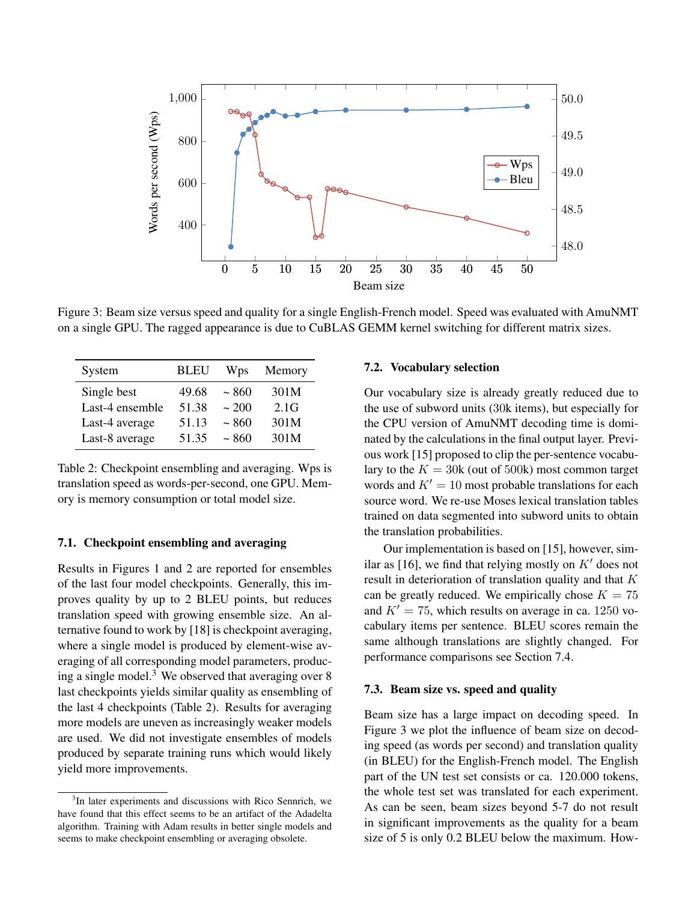Figure 3: Beam size versus speed and quality for a single English-French model. Speed was evaluated with AmuNMT on a single GPU. The ragged appearance is due to CuBLAS GEMM kernel switching for different matrix sizes.

| System | BLEU | Wps | Memory |
|---|---|---|---|
| Single best | 49.68 | ~ 860 | 301M |
| Last-4 ensemble | 51.38 | ~ 200 | 2.1G |
| Last-4 average | 51.13 | ~ 860 | 301M |
| Last-8 average | 51.35 | ~ 860 | 301M |

Table 2: Checkpoint ensembling and averaging. Wps is translation speed as words-per-second, one GPU. Memory is memory consumption or total model size.

### 7.1. Checkpoint ensembling and averaging

Results in Figures 1 and 2 are reported for ensembles of the last four model checkpoints. Generally, this improves quality by up to 2 BLEU points, but reduces translation speed with growing ensemble size. An alternative found to work by [18] is checkpoint averaging, where a single model is produced by element-wise averaging of all corresponding model parameters, producing a single model.[3] We observed that averaging over 8 last checkpoints yields similar quality as ensembling of the last 4 checkpoints (Table 2). Results for averaging more models are uneven as increasingly weaker models are used. We did not investigate ensembles of models produced by separate training runs which would likely yield more improvements.

[3] In later experiments and discussions with Rico Sennrich, we have found that this effect seems to be an artifact of the Adadelta algorithm. Training with Adam results in better single models and seems to make checkpoint ensembling or averaging obsolete.

### 7.2. Vocabulary selection

Our vocabulary size is already greatly reduced due to the use of subword units (30k items), but especially for the CPU version of AmuNMT decoding time is dominated by the calculations in the final output layer. Previous work [15] proposed to clip the per-sentence vocabulary to the $K = 30\text{k}$ (out of $500\text{k}$) most common target words and $K' = 10$ most probable translations for each source word. We re-use Moses lexical translation tables trained on data segmented into subword units to obtain the translation probabilities.

Our implementation is based on [15], however, similar as [16], we find that relying mostly on $K'$ does not result in deterioration of translation quality and that $K$ can be greatly reduced. We empirically chose $K = 75$ and $K' = 75$, which results on average in ca. $1250$ vocabulary items per sentence. BLEU scores remain the same although translations are slightly changed. For performance comparisons see Section 7.4.

### 7.3. Beam size vs. speed and quality

Beam size has a large impact on decoding speed. In Figure 3 we plot the influence of beam size on decoding speed (as words per second) and translation quality (in BLEU) for the English-French model. The English part of the UN test set consists or ca. 120.000 tokens, the whole test set was translated for each experiment. As can be seen, beam sizes beyond 5-7 do not result in significant improvements as the quality for a beam size of 5 is only 0.2 BLEU below the maximum. How-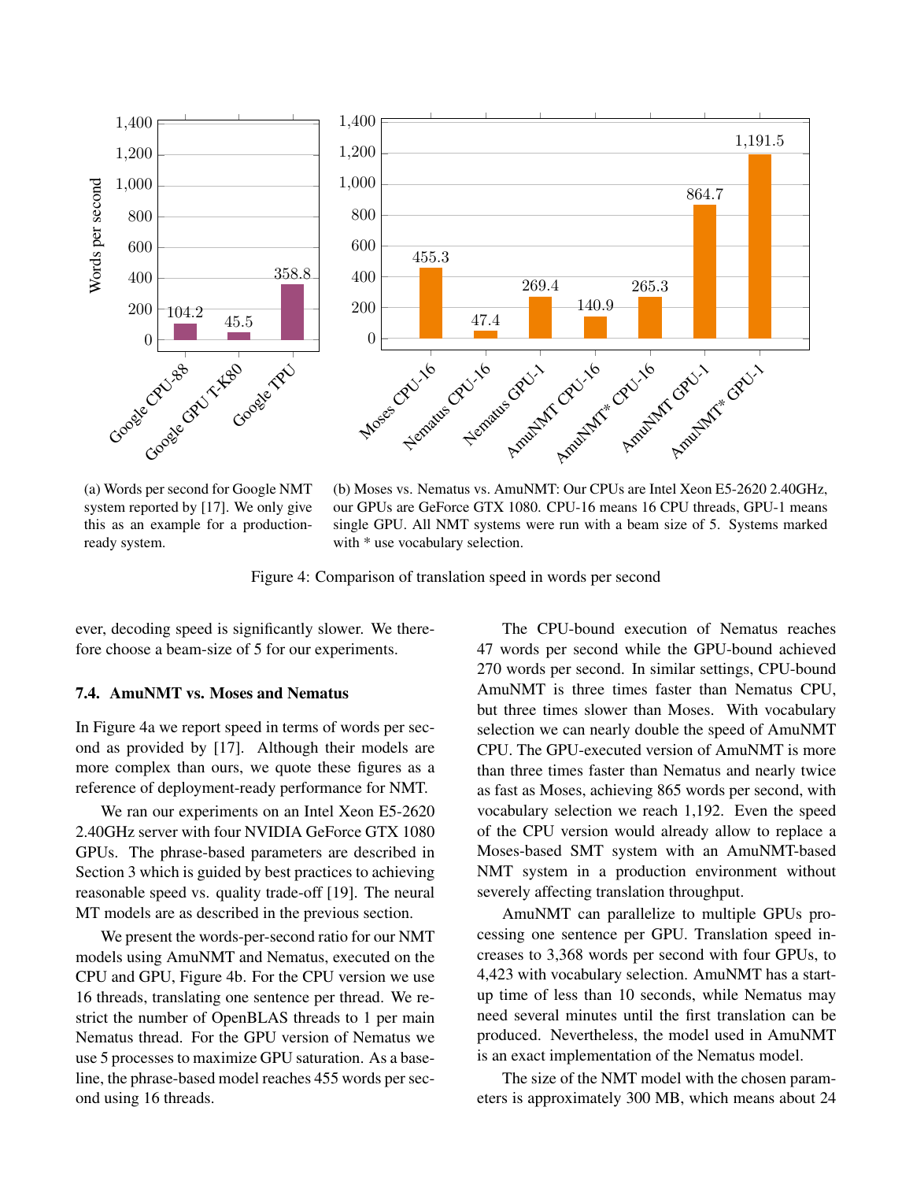(a) Words per second for Google NMT system reported by [17]. We only give this as an example for a production-ready system.

(b) Moses vs. Nematus vs. AmuNMT: Our CPUs are Intel Xeon E5-2620 2.40GHz, our GPUs are GeForce GTX 1080. CPU-16 means 16 CPU threads, GPU-1 means single GPU. All NMT systems were run with a beam size of 5. Systems marked with * use vocabulary selection.

Figure 4: Comparison of translation speed in words per second

ever, decoding speed is significantly slower. We therefore choose a beam-size of 5 for our experiments.

### 7.4. AmuNMT vs. Moses and Nematus

In Figure 4a we report speed in terms of words per second as provided by [17]. Although their models are more complex than ours, we quote these figures as a reference of deployment-ready performance for NMT.

We ran our experiments on an Intel Xeon E5-2620 2.40GHz server with four NVIDIA GeForce GTX 1080 GPUs. The phrase-based parameters are described in Section 3 which is guided by best practices to achieving reasonable speed vs. quality trade-off [19]. The neural MT models are as described in the previous section.

We present the words-per-second ratio for our NMT models using AmuNMT and Nematus, executed on the CPU and GPU, Figure 4b. For the CPU version we use 16 threads, translating one sentence per thread. We restrict the number of OpenBLAS threads to 1 per main Nematus thread. For the GPU version of Nematus we use 5 processes to maximize GPU saturation. As a baseline, the phrase-based model reaches 455 words per second using 16 threads.

The CPU-bound execution of Nematus reaches 47 words per second while the GPU-bound achieved 270 words per second. In similar settings, CPU-bound AmuNMT is three times faster than Nematus CPU, but three times slower than Moses. With vocabulary selection we can nearly double the speed of AmuNMT CPU. The GPU-executed version of AmuNMT is more than three times faster than Nematus and nearly twice as fast as Moses, achieving 865 words per second, with vocabulary selection we reach 1,192. Even the speed of the CPU version would already allow to replace a Moses-based SMT system with an AmuNMT-based NMT system in a production environment without severely affecting translation throughput.

AmuNMT can parallelize to multiple GPUs processing one sentence per GPU. Translation speed increases to 3,368 words per second with four GPUs, to 4,423 with vocabulary selection. AmuNMT has a start-up time of less than 10 seconds, while Nematus may need several minutes until the first translation can be produced. Nevertheless, the model used in AmuNMT is an exact implementation of the Nematus model.

The size of the NMT model with the chosen parameters is approximately 300 MB, which means about 24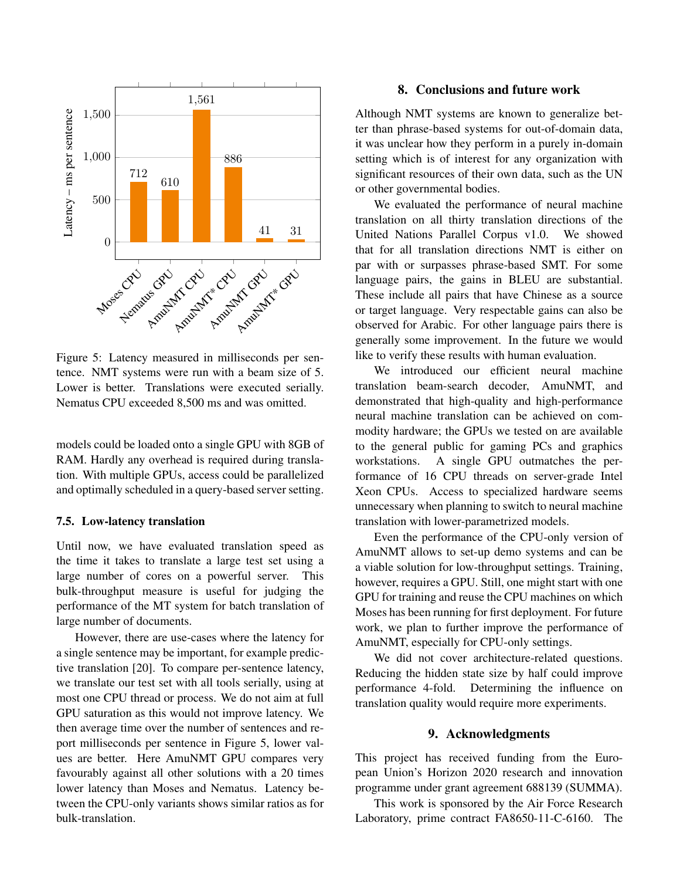Figure 5: Latency measured in milliseconds per sentence. NMT systems were run with a beam size of 5. Lower is better. Translations were executed serially. Nematus CPU exceeded 8,500 ms and was omitted.

models could be loaded onto a single GPU with 8GB of RAM. Hardly any overhead is required during translation. With multiple GPUs, access could be parallelized and optimally scheduled in a query-based server setting.

### 7.5. Low-latency translation

Until now, we have evaluated translation speed as the time it takes to translate a large test set using a large number of cores on a powerful server. This bulk-throughput measure is useful for judging the performance of the MT system for batch translation of large number of documents.

However, there are use-cases where the latency for a single sentence may be important, for example predictive translation [20]. To compare per-sentence latency, we translate our test set with all tools serially, using at most one CPU thread or process. We do not aim at full GPU saturation as this would not improve latency. We then average time over the number of sentences and report milliseconds per sentence in Figure 5, lower values are better. Here AmuNMT GPU compares very favourably against all other solutions with a 20 times lower latency than Moses and Nematus. Latency between the CPU-only variants shows similar ratios as for bulk-translation.

## 8. Conclusions and future work

Although NMT systems are known to generalize better than phrase-based systems for out-of-domain data, it was unclear how they perform in a purely in-domain setting which is of interest for any organization with significant resources of their own data, such as the UN or other governmental bodies.

We evaluated the performance of neural machine translation on all thirty translation directions of the United Nations Parallel Corpus v1.0. We showed that for all translation directions NMT is either on par with or surpasses phrase-based SMT. For some language pairs, the gains in BLEU are substantial. These include all pairs that have Chinese as a source or target language. Very respectable gains can also be observed for Arabic. For other language pairs there is generally some improvement. In the future we would like to verify these results with human evaluation.

We introduced our efficient neural machine translation beam-search decoder, AmuNMT, and demonstrated that high-quality and high-performance neural machine translation can be achieved on commodity hardware; the GPUs we tested on are available to the general public for gaming PCs and graphics workstations. A single GPU outmatches the performance of 16 CPU threads on server-grade Intel Xeon CPUs. Access to specialized hardware seems unnecessary when planning to switch to neural machine translation with lower-parametrized models.

Even the performance of the CPU-only version of AmuNMT allows to set-up demo systems and can be a viable solution for low-throughput settings. Training, however, requires a GPU. Still, one might start with one GPU for training and reuse the CPU machines on which Moses has been running for first deployment. For future work, we plan to further improve the performance of AmuNMT, especially for CPU-only settings.

We did not cover architecture-related questions. Reducing the hidden state size by half could improve performance 4-fold. Determining the influence on translation quality would require more experiments.

## 9. Acknowledgments

This project has received funding from the European Union's Horizon 2020 research and innovation programme under grant agreement 688139 (SUMMA).

This work is sponsored by the Air Force Research Laboratory, prime contract FA8650-11-C-6160. The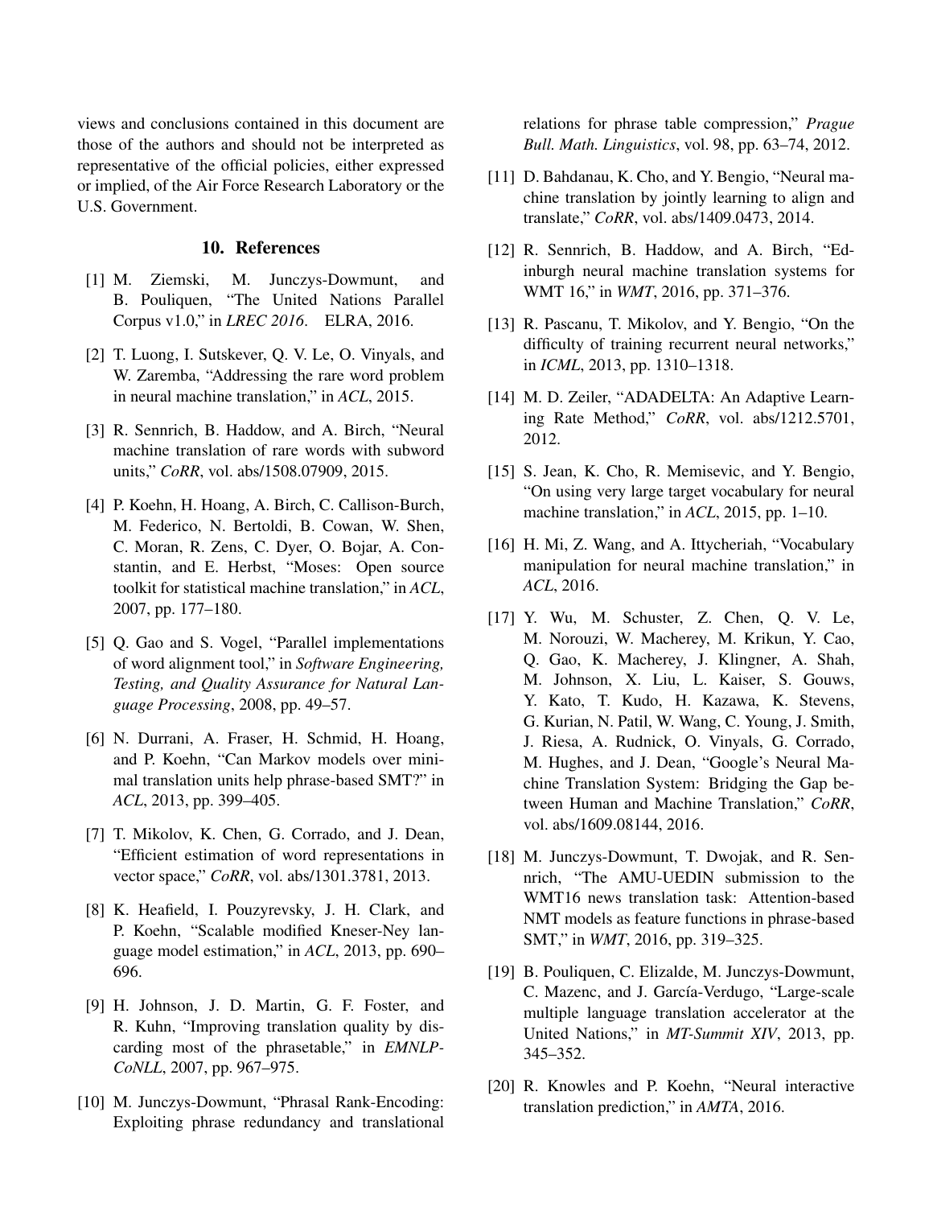views and conclusions contained in this document are those of the authors and should not be interpreted as representative of the official policies, either expressed or implied, of the Air Force Research Laboratory or the U.S. Government.

## 10. References

[1] M. Ziemski, M. Junczys-Dowmunt, and B. Pouliquen, "The United Nations Parallel Corpus v1.0," in *LREC 2016*. ELRA, 2016.

[2] T. Luong, I. Sutskever, Q. V. Le, O. Vinyals, and W. Zaremba, "Addressing the rare word problem in neural machine translation," in *ACL*, 2015.

[3] R. Sennrich, B. Haddow, and A. Birch, "Neural machine translation of rare words with subword units," *CoRR*, vol. abs/1508.07909, 2015.

[4] P. Koehn, H. Hoang, A. Birch, C. Callison-Burch, M. Federico, N. Bertoldi, B. Cowan, W. Shen, C. Moran, R. Zens, C. Dyer, O. Bojar, A. Constantin, and E. Herbst, "Moses: Open source toolkit for statistical machine translation," in *ACL*, 2007, pp. 177–180.

[5] Q. Gao and S. Vogel, "Parallel implementations of word alignment tool," in *Software Engineering, Testing, and Quality Assurance for Natural Language Processing*, 2008, pp. 49–57.

[6] N. Durrani, A. Fraser, H. Schmid, H. Hoang, and P. Koehn, "Can Markov models over minimal translation units help phrase-based SMT?" in *ACL*, 2013, pp. 399–405.

[7] T. Mikolov, K. Chen, G. Corrado, and J. Dean, "Efficient estimation of word representations in vector space," *CoRR*, vol. abs/1301.3781, 2013.

[8] K. Heafield, I. Pouzyrevsky, J. H. Clark, and P. Koehn, "Scalable modified Kneser-Ney language model estimation," in *ACL*, 2013, pp. 690–696.

[9] H. Johnson, J. D. Martin, G. F. Foster, and R. Kuhn, "Improving translation quality by discarding most of the phrasetable," in *EMNLP-CoNLL*, 2007, pp. 967–975.

[10] M. Junczys-Dowmunt, "Phrasal Rank-Encoding: Exploiting phrase redundancy and translational relations for phrase table compression," *Prague Bull. Math. Linguistics*, vol. 98, pp. 63–74, 2012.

[11] D. Bahdanau, K. Cho, and Y. Bengio, "Neural machine translation by jointly learning to align and translate," *CoRR*, vol. abs/1409.0473, 2014.

[12] R. Sennrich, B. Haddow, and A. Birch, "Edinburgh neural machine translation systems for WMT 16," in *WMT*, 2016, pp. 371–376.

[13] R. Pascanu, T. Mikolov, and Y. Bengio, "On the difficulty of training recurrent neural networks," in *ICML*, 2013, pp. 1310–1318.

[14] M. D. Zeiler, "ADADELTA: An Adaptive Learning Rate Method," *CoRR*, vol. abs/1212.5701, 2012.

[15] S. Jean, K. Cho, R. Memisevic, and Y. Bengio, "On using very large target vocabulary for neural machine translation," in *ACL*, 2015, pp. 1–10.

[16] H. Mi, Z. Wang, and A. Ittycheriah, "Vocabulary manipulation for neural machine translation," in *ACL*, 2016.

[17] Y. Wu, M. Schuster, Z. Chen, Q. V. Le, M. Norouzi, W. Macherey, M. Krikun, Y. Cao, Q. Gao, K. Macherey, J. Klingner, A. Shah, M. Johnson, X. Liu, L. Kaiser, S. Gouws, Y. Kato, T. Kudo, H. Kazawa, K. Stevens, G. Kurian, N. Patil, W. Wang, C. Young, J. Smith, J. Riesa, A. Rudnick, O. Vinyals, G. Corrado, M. Hughes, and J. Dean, "Google's Neural Machine Translation System: Bridging the Gap between Human and Machine Translation," *CoRR*, vol. abs/1609.08144, 2016.

[18] M. Junczys-Dowmunt, T. Dwojak, and R. Sennrich, "The AMU-UEDIN submission to the WMT16 news translation task: Attention-based NMT models as feature functions in phrase-based SMT," in *WMT*, 2016, pp. 319–325.

[19] B. Pouliquen, C. Elizalde, M. Junczys-Dowmunt, C. Mazenc, and J. García-Verdugo, "Large-scale multiple language translation accelerator at the United Nations," in *MT-Summit XIV*, 2013, pp. 345–352.

[20] R. Knowles and P. Koehn, "Neural interactive translation prediction," in *AMTA*, 2016.